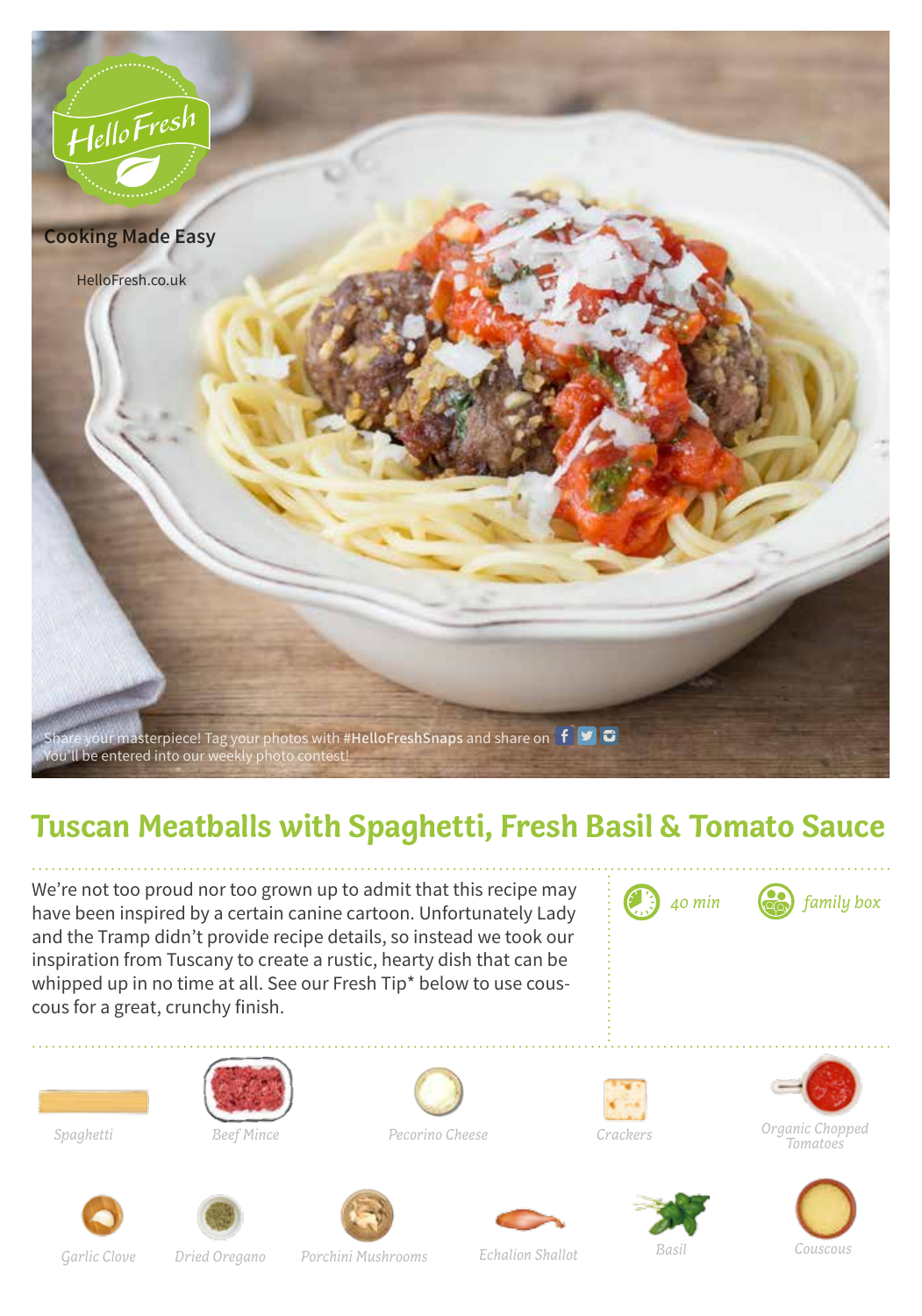HelloFresh

Cooking Made Easy

HelloFresh.co.uk

Share your masterpiece! Tag your photos with **#HelloFreshSnaps** and share on
You'll be entered into our weekly photo contest!

# Tuscan Meatballs with Spaghetti, Fresh Basil & Tomato Sauce

We're not too proud nor too grown up to admit that this recipe may have been inspired by a certain canine cartoon. Unfortunately Lady and the Tramp didn't provide recipe details, so instead we took our inspiration from Tuscany to create a rustic, hearty dish that can be whipped up in no time at all. See our Fresh Tip* below to use cous-cous for a great, crunchy finish.

*40 min* *family box*

*Spaghetti*
*Beef Mince*
*Pecorino Cheese*
*Crackers*
*Organic Chopped Tomatoes*
*Garlic Clove*
*Dried Oregano*
*Porchini Mushrooms*
*Echalion Shallot*
*Basil*
*Couscous*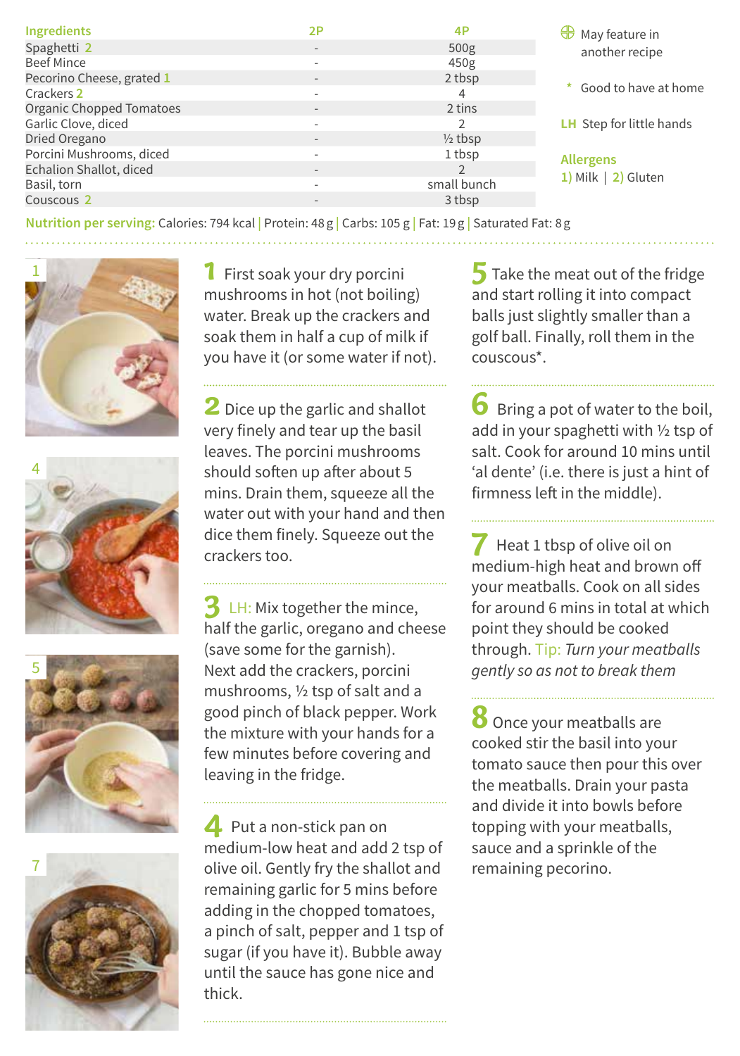| Ingredients | 2P | 4P |
|---|---|---|
| Spaghetti 2 | - | 500g |
| Beef Mince | - | 450g |
| Pecorino Cheese, grated 1 | - | 2 tbsp |
| Crackers 2 | - | 4 |
| Organic Chopped Tomatoes | - | 2 tins |
| Garlic Clove, diced | - | 2 |
| Dried Oregano | - | ½ tbsp |
| Porcini Mushrooms, diced | - | 1 tbsp |
| Echalion Shallot, diced | - | 2 |
| Basil, torn | - | small bunch |
| Couscous 2 | - | 3 tbsp |

May feature in another recipe

\* Good to have at home

**LH** Step for little hands

**Allergens**
1) Milk | 2) Gluten

**Nutrition per serving:** Calories: 794 kcal | Protein: 48 g | Carbs: 105 g | Fat: 19 g | Saturated Fat: 8 g

**1** First soak your dry porcini mushrooms in hot (not boiling) water. Break up the crackers and soak them in half a cup of milk if you have it (or some water if not).

**2** Dice up the garlic and shallot very finely and tear up the basil leaves. The porcini mushrooms should soften up after about 5 mins. Drain them, squeeze all the water out with your hand and then dice them finely. Squeeze out the crackers too.

**3** LH: Mix together the mince, half the garlic, oregano and cheese (save some for the garnish). Next add the crackers, porcini mushrooms, ½ tsp of salt and a good pinch of black pepper. Work the mixture with your hands for a few minutes before covering and leaving in the fridge.

**4** Put a non-stick pan on medium-low heat and add 2 tsp of olive oil. Gently fry the shallot and remaining garlic for 5 mins before adding in the chopped tomatoes, a pinch of salt, pepper and 1 tsp of sugar (if you have it). Bubble away until the sauce has gone nice and thick.

**5** Take the meat out of the fridge and start rolling it into compact balls just slightly smaller than a golf ball. Finally, roll them in the couscous*.

**6** Bring a pot of water to the boil, add in your spaghetti with ½ tsp of salt. Cook for around 10 mins until 'al dente' (i.e. there is just a hint of firmness left in the middle).

**7** Heat 1 tbsp of olive oil on medium-high heat and brown off your meatballs. Cook on all sides for around 6 mins in total at which point they should be cooked through. Tip: *Turn your meatballs gently so as not to break them*

**8** Once your meatballs are cooked stir the basil into your tomato sauce then pour this over the meatballs. Drain your pasta and divide it into bowls before topping with your meatballs, sauce and a sprinkle of the remaining pecorino.